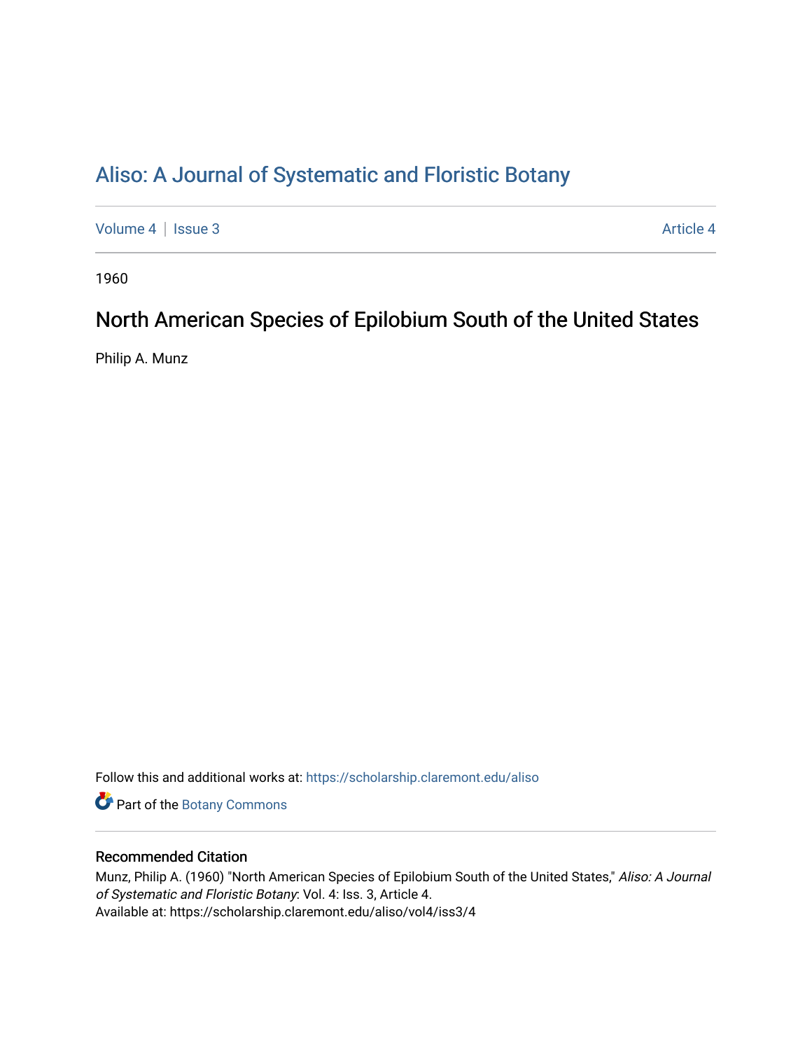# Aliso: A Journal of Systematic and Floristic Botany

Volume 4 | Issue 3 Article 4

1960

## North American Species of Epilobium South of the United States

Philip A. Munz

Follow this and additional works at: https://scholarship.claremont.edu/aliso

Part of the Botany Commons

### Recommended Citation

Munz, Philip A. (1960) "North American Species of Epilobium South of the United States," *Aliso: A Journal of Systematic and Floristic Botany*: Vol. 4: Iss. 3, Article 4.
Available at: https://scholarship.claremont.edu/aliso/vol4/iss3/4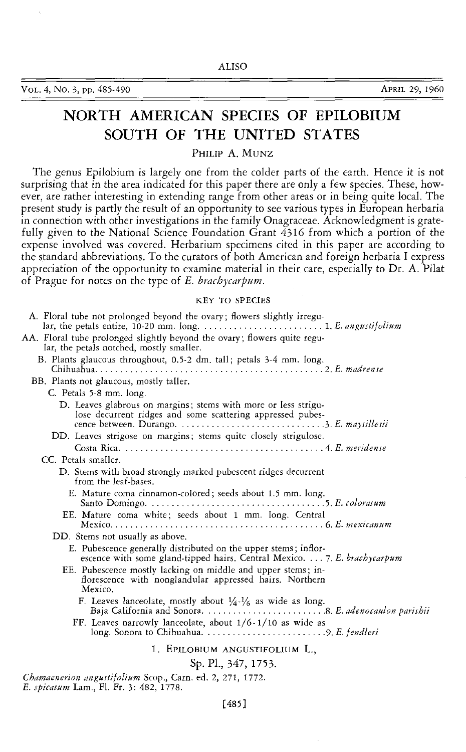ALISO

VOL. 4, No. 3, pp. 485-490 APRIL 29, 1960

# NORTH AMERICAN SPECIES OF EPILOBIUM SOUTH OF THE UNITED STATES

PHILIP A. MUNZ

The genus Epilobium is largely one from the colder parts of the earth. Hence it is not surprising that in the area indicated for this paper there are only a few species. These, however, are rather interesting in extending range from other areas or in being quite local. The present study is partly the result of an opportunity to see various types in European herbaria in connection with other investigations in the family Onagraceae. Acknowledgment is gratefully given to the National Science Foundation Grant 4316 from which a portion of the expense involved was covered. Herbarium specimens cited in this paper are according to the standard abbreviations. To the curators of both American and foreign herbaria I express appreciation of the opportunity to examine material in their care, especially to Dr. A. Pilat of Prague for notes on the type of *E. brachycarpum.*

KEY TO SPECIES

A. Floral tube not prolonged beyond the ovary; flowers slightly irregular, the petals entire, 10-20 mm. long. . . . . . . . . . . . . . . . . . . . . . . . . 1. *E. angustifolium*

AA. Floral tube prolonged slightly beyond the ovary; flowers quite regular, the petals notched, mostly smaller.

  B. Plants glaucous throughout, 0.5-2 dm. tall; petals 3-4 mm. long. Chihuahua. . . . . . . . . . . . . . . . . . . . . . . . . . . . . . . . . . . . . . . . . . . . 2. *E. madrense*

  BB. Plants not glaucous, mostly taller.

    C. Petals 5-8 mm. long.

      D. Leaves glabrous on margins; stems with more or less strigulose decurrent ridges and some scattering appressed pubescence between. Durango. . . . . . . . . . . . . . . . . . . . . . . . . . . . 3. *E. maysillesii*

      DD. Leaves strigose on margins; stems quite closely strigulose. Costa Rica. . . . . . . . . . . . . . . . . . . . . . . . . . . . . . . . . . . . . . . . 4. *E. meridense*

    CC. Petals smaller.

      D. Stems with broad strongly marked pubescent ridges decurrent from the leaf-bases.

        E. Mature coma cinnamon-colored; seeds about 1.5 mm. long. Santo Domingo. . . . . . . . . . . . . . . . . . . . . . . . . . . . . . . . . . . 5. *E. coloratum*

        EE. Mature coma white; seeds about 1 mm. long. Central Mexico. . . . . . . . . . . . . . . . . . . . . . . . . . . . . . . . . . . . . . . . . . 6. *E. mexicanum*

      DD. Stems not usually as above.

        E. Pubescence generally distributed on the upper stems; inflorescence with some gland-tipped hairs. Central Mexico. . . . 7. *E. brachycarpum*

        EE. Pubescence mostly lacking on middle and upper stems; inflorescence with nonglandular appressed hairs. Northern Mexico.

          F. Leaves lanceolate, mostly about 1/4-1/6 as wide as long. Baja California and Sonora. . . . . . . . . . . . . . . . . . . . . . . . 8. *E. adenocaulon parishii*

          FF. Leaves narrowly lanceolate, about 1/6-1/10 as wide as long. Sonora to Chihuahua. . . . . . . . . . . . . . . . . . . . . . . . . 9. *E. fendleri*

## 1. EPILOBIUM ANGUSTIFOLIUM L.,

Sp. Pl., 347, 1753.

*Chamaenerion angustifolium* Scop., Carn. ed. 2, 271, 1772.
*E. spicatum* Lam., Fl. Fr. 3: 482, 1778.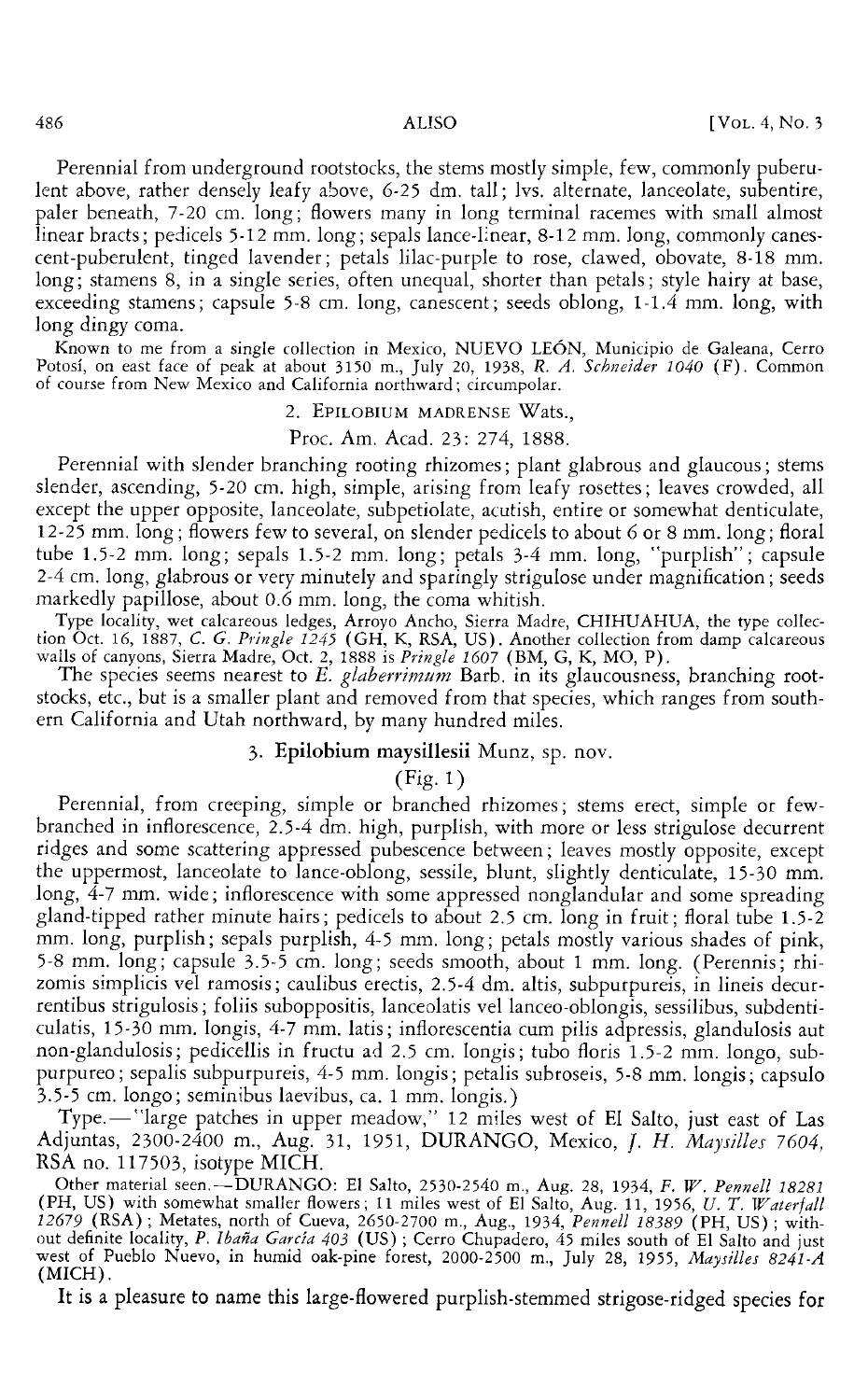Perennial from underground rootstocks, the stems mostly simple, few, commonly puberulent above, rather densely leafy above, 6-25 dm. tall; lvs. alternate, lanceolate, subentire, paler beneath, 7-20 cm. long; flowers many in long terminal racemes with small almost linear bracts; pedicels 5-12 mm. long; sepals lance-linear, 8-12 mm. long, commonly canescent-puberulent, tinged lavender; petals lilac-purple to rose, clawed, obovate, 8-18 mm. long; stamens 8, in a single series, often unequal, shorter than petals; style hairy at base, exceeding stamens; capsule 5-8 cm. long, canescent; seeds oblong, 1-1.4 mm. long, with long dingy coma.

Known to me from a single collection in Mexico, NUEVO LEÓN, Municipio de Galeana, Cerro Potosí, on east face of peak at about 3150 m., July 20, 1938, *R. A. Schneider 1040* (F). Common of course from New Mexico and California northward; circumpolar.

### 2. Epilobium madrense Wats.,

Proc. Am. Acad. 23: 274, 1888.

Perennial with slender branching rooting rhizomes; plant glabrous and glaucous; stems slender, ascending, 5-20 cm. high, simple, arising from leafy rosettes; leaves crowded, all except the upper opposite, lanceolate, subpetiolate, acutish, entire or somewhat denticulate, 12-25 mm. long; flowers few to several, on slender pedicels to about 6 or 8 mm. long; floral tube 1.5-2 mm. long; sepals 1.5-2 mm. long; petals 3-4 mm. long, "purplish"; capsule 2-4 cm. long, glabrous or very minutely and sparingly strigulose under magnification; seeds markedly papillose, about 0.6 mm. long, the coma whitish.

Type locality, wet calcareous ledges, Arroyo Ancho, Sierra Madre, CHIHUAHUA, the type collection Oct. 16, 1887, *C. G. Pringle 1245* (GH, K, RSA, US). Another collection from damp calcareous walls of canyons, Sierra Madre, Oct. 2, 1888 is *Pringle 1607* (BM, G, K, MO, P).

The species seems nearest to *E. glaberrimum* Barb. in its glaucousness, branching rootstocks, etc., but is a smaller plant and removed from that species, which ranges from southern California and Utah northward, by many hundred miles.

### 3. Epilobium maysillesii Munz, sp. nov.

(Fig. 1)

Perennial, from creeping, simple or branched rhizomes; stems erect, simple or few-branched in inflorescence, 2.5-4 dm. high, purplish, with more or less strigulose decurrent ridges and some scattering appressed pubescence between; leaves mostly opposite, except the uppermost, lanceolate to lance-oblong, sessile, blunt, slightly denticulate, 15-30 mm. long, 4-7 mm. wide; inflorescence with some appressed nonglandular and some spreading gland-tipped rather minute hairs; pedicels to about 2.5 cm. long in fruit; floral tube 1.5-2 mm. long, purplish; sepals purplish, 4-5 mm. long; petals mostly various shades of pink, 5-8 mm. long; capsule 3.5-5 cm. long; seeds smooth, about 1 mm. long. (Perennis; rhizomis simplicis vel ramosis; caulibus erectis, 2.5-4 dm. altis, subpurpureis, in lineis decurrentibus strigulosis; foliis suboppositis, lanceolatis vel lanceo-oblongis, sessilibus, subdenticulatis, 15-30 mm. longis, 4-7 mm. latis; inflorescentia cum pilis adpressis, glandulosis aut non-glandulosis; pedicellis in fructu ad 2.5 cm. longis; tubo floris 1.5-2 mm. longo, subpurpureo; sepalis subpurpureis, 4-5 mm. longis; petalis subroseis, 5-8 mm. longis; capsulo 3.5-5 cm. longo; seminibus laevibus, ca. 1 mm. longis.)

Type.—"large patches in upper meadow," 12 miles west of El Salto, just east of Las Adjuntas, 2300-2400 m., Aug. 31, 1951, DURANGO, Mexico, *J. H. Maysilles 7604*, RSA no. 117503, isotype MICH.

Other material seen.—DURANGO: El Salto, 2530-2540 m., Aug. 28, 1934, *F. W. Pennell 18281* (PH, US) with somewhat smaller flowers; 11 miles west of El Salto, Aug. 11, 1956, *U. T. Waterfall 12679* (RSA); Metates, north of Cueva, 2650-2700 m., Aug., 1934, *Pennell 18389* (PH, US); without definite locality, *P. Ibaña García 403* (US); Cerro Chupadero, 45 miles south of El Salto and just west of Pueblo Nuevo, in humid oak-pine forest, 2000-2500 m., July 28, 1955, *Maysilles 8241-A* (MICH).

It is a pleasure to name this large-flowered purplish-stemmed strigose-ridged species for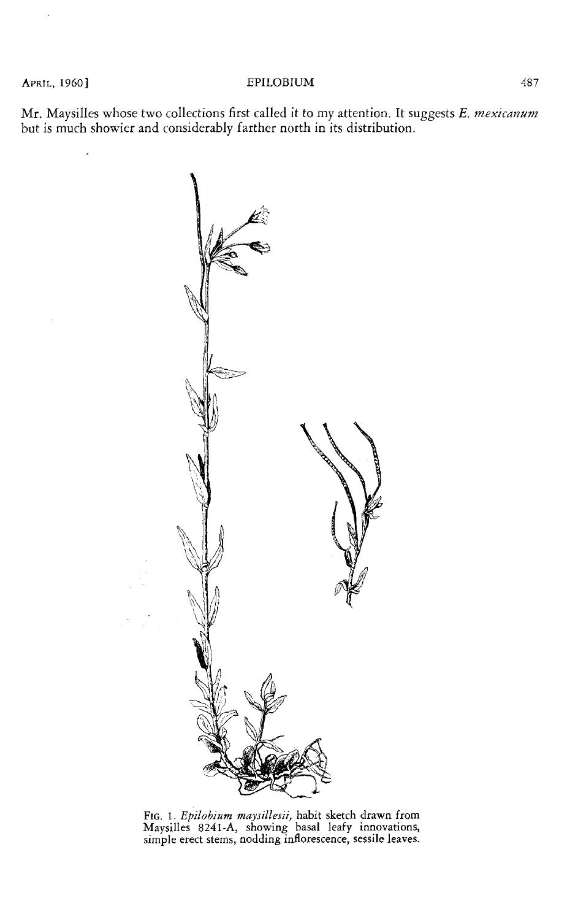Mr. Maysilles whose two collections first called it to my attention. It suggests *E. mexicanum* but is much showier and considerably farther north in its distribution.

FIG. 1. *Epilobium maysillesii,* habit sketch drawn from Maysilles 8241-A, showing basal leafy innovations, simple erect stems, nodding inflorescence, sessile leaves.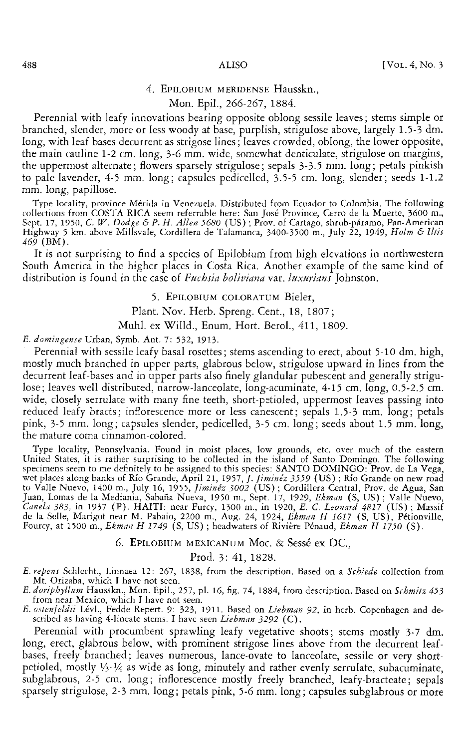### 4. Epilobium meridense Hausskn.,

Mon. Epil., 266-267, 1884.

Perennial with leafy innovations bearing opposite oblong sessile leaves; stems simple or branched, slender, more or less woody at base, purplish, strigulose above, largely 1.5-3 dm. long, with leaf bases decurrent as strigose lines; leaves crowded, oblong, the lower opposite, the main cauline 1-2 cm. long, 3-6 mm. wide, somewhat denticulate, strigulose on margins, the uppermost alternate; flowers sparsely strigulose; sepals 3-3.5 mm. long; petals pinkish to pale lavender, 4-5 mm. long; capsules pedicelled, 3.5-5 cm. long, slender; seeds 1-1.2 mm. long, papillose.

Type locality, province Mérida in Venezuela. Distributed from Ecuador to Colombia. The following collections from COSTA RICA seem referrable here: San José Province, Cerro de la Muerte, 3600 m., Sept. 17, 1950, *C. W. Dodge & P. H. Allen 5680* (US); Prov. of Cartago, shrub-páramo, Pan-American Highway 5 km. above Millsvale, Cordillera de Talamanca, 3400-3500 m., July 22, 1949, *Holm & Iltis 469* (BM).

It is not surprising to find a species of Epilobium from high elevations in northwestern South America in the higher places in Costa Rica. Another example of the same kind of distribution is found in the case of *Fuchsia boliviana* var. *luxurians* Johnston.

### 5. Epilobium coloratum Bieler,

Plant. Nov. Herb. Spreng. Cent., 18, 1807;

Muhl. ex Willd., Enum. Hort. Berol., 411, 1809.

*E. domingense* Urban, Symb. Ant. 7: 532, 1913.

Perennial with sessile leafy basal rosettes; stems ascending to erect, about 5-10 dm. high, mostly much branched in upper parts, glabrous below, strigulose upward in lines from the decurrent leaf-bases and in upper parts also finely glandular pubescent and generally strigulose; leaves well distributed, narrow-lanceolate, long-acuminate, 4-15 cm. long, 0.5-2.5 cm. wide, closely serrulate with many fine teeth, short-petioled, uppermost leaves passing into reduced leafy bracts; inflorescence more or less canescent; sepals 1.5-3 mm. long; petals pink, 3-5 mm. long; capsules slender, pedicelled, 3-5 cm. long; seeds about 1.5 mm. long, the mature coma cinnamon-colored.

Type locality, Pennsylvania. Found in moist places, low grounds, etc. over much of the eastern United States, it is rather surprising to be collected in the island of Santo Domingo. The following specimens seem to me definitely to be assigned to this species: SANTO DOMINGO: Prov. de La Vega, wet places along banks of Río Grande, April 21, 1957, *J. Jiminéz 3559* (US); Río Grande on new road to Valle Nuevo, 1400 m., July 16, 1955, *Jiminéz 3002* (US); Cordillera Central, Prov. de Agua, San Juan, Lomas de la Mediania, Sabaña Nueva, 1950 m., Sept. 17, 1929, *Ekman* (S, US); Valle Nuevo, *Canela 383*, in 1937 (P). HAITI: near Furcy, 1300 m., in 1920, *E. C. Leonard 4817* (US); Massif de la Selle, Marigot near M. Pabaio, 2200 m., Aug. 24, 1924, *Ekman H 1617* (S, US), Pétionville, Fourcy, at 1500 m., *Ekman H 1749* (S, US); headwaters of Rivière Pénaud, *Ekman H 1750* (S).

### 6. Epilobium mexicanum Moc. & Sessé ex DC.,

Prod. 3: 41, 1828.

*E. repens* Schlecht., Linnaea 12: 267, 1838, from the description. Based on a *Schiede* collection from Mt. Orizaba, which I have not seen.

*E. doriphyllum* Hausskn., Mon. Epil., 257, pl. 16, fig. 74, 1884, from description. Based on *Schmitz 453* from near Mexico, which I have not seen.

*E. ostenfeldii* Lévl., Fedde Repert. 9: 323, 1911. Based on *Liebman 92*, in herb. Copenhagen and described as having 4-lineate stems. I have seen *Liebman 3292* (C).

Perennial with procumbent sprawling leafy vegetative shoots; stems mostly 3-7 dm. long, erect, glabrous below, with prominent strigose lines above from the decurrent leaf-bases, freely branched; leaves numerous, lance-ovate to lanceolate, sessile or very short-petioled, mostly ⅓-¼ as wide as long, minutely and rather evenly serrulate, subacuminate, subglabrous, 2-5 cm. long; inflorescence mostly freely branched, leafy-bracteate; sepals sparsely strigulose, 2-3 mm. long; petals pink, 5-6 mm. long; capsules subglabrous or more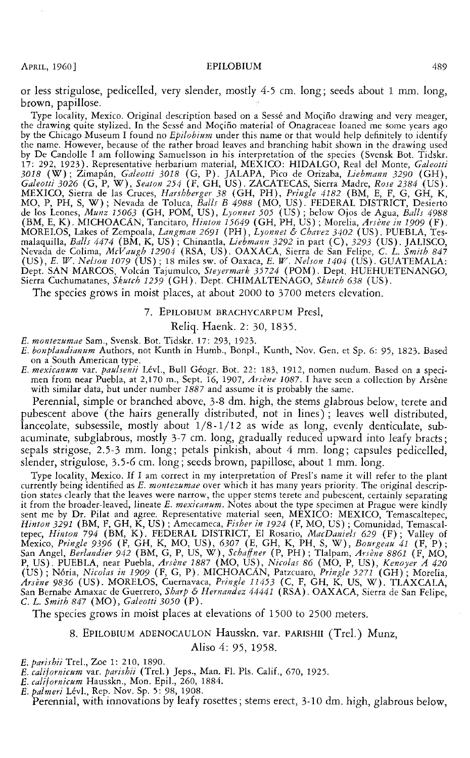or less strigulose, pedicelled, very slender, mostly 4-5 cm. long; seeds about 1 mm. long, brown, papillose.

Type locality, Mexico. Original description based on a Sessé and Moçiño drawing and very meager, the drawing quite stylized. In the Sessé and Moçiño material of Onagraceae loaned me some years ago by the Chicago Museum I found no *Epilobium* under this name or that would help definitely to identify the name. However, because of the rather broad leaves and branching habit shown in the drawing used by De Candolle I am following Samuelsson in his interpretation of the species (Svensk Bot. Tidskr. 17: 292, 1923). Representative herbarium material, MEXICO: HIDALGO, Real del Monte, *Galeotti 3018* (W); Zimapán, *Galeotti 3018* (G, P). JALAPA, Pico de Orizaba, *Liebmann 3290* (GH), *Galeotti 3026* (G, P, W), *Seaton 254* (F, GH, US). ZACATECAS, Sierra Madre, *Rose 2384* (US). MEXICO, Sierra de las Cruces, *Harshberger 38* (GH, PH), *Pringle 4182* (BM, E, F, G, GH, K, MO, P, PH, S, W); Nevada de Toluca, *Balls B 4988* (MO, US). FEDERAL DISTRICT, Desierto de los Leones, *Munz 15063* (GH, POM, US), *Lyonnet 505* (US); below Ojos de Agua, *Balls 4988* (BM, E, K). MICHOACÁN, Tancitaro, *Hinton 15649* (GH, PH, US); Morelia, *Arsène in 1909* (F). MORELOS, Lakes of Zempoala, *Langman 2691* (PH), *Lyonnet & Chavez 3402* (US). PUEBLA, Tesmalaquilla, *Balls 4474* (BM, K, US); Chinantla, *Liebmann 3292* in part (C), *3293* (US). JALISCO, Nevada de Colima, *McVaugh 12904* (RSA, US). OAXACA, Sierra de San Felipe, *C. L. Smith 847* (US), *E. W. Nelson 1079* (US); 18 miles sw. of Oaxaca, *E. W. Nelson 1404* (US). GUATEMALA: Dept. SAN MARCOS, Volcán Tajumulco, *Steyermark 35724* (POM). Dept. HUEHUETENANGO, Sierra Cuchumatanes, *Skutch 1259* (GH). Dept. CHIMALTENAGO, *Skutch 638* (US).

The species grows in moist places, at about 2000 to 3700 meters elevation.

### 7. Epilobium brachycarpum Presl,

Reliq. Haenk. 2: 30, 1835.

*E. montezumae* Sam., Svensk. Bot. Tidskr. 17: 293, 1923.
*E. bonplandianum* Authors, not Kunth in Humb., Bonpl., Kunth, Nov. Gen. et Sp. 6: 95, 1823. Based on a South American type.
*E. mexicanum* var. *paulsenii* Lévl., Bull Géogr. Bot. 22: 183, 1912, nomen nudum. Based on a specimen from near Puebla, at 2,170 m., Sept. 16, 1907, *Arsène 1087*. I have seen a collection by Arsène with similar data, but under number *1887* and assume it is probably the same.

Perennial, simple or branched above, 3-8 dm. high, the stems glabrous below, terete and pubescent above (the hairs generally distributed, not in lines); leaves well distributed, lanceolate, subsessile, mostly about 1/8-1/12 as wide as long, evenly denticulate, subacuminate, subglabrous, mostly 3-7 cm. long, gradually reduced upward into leafy bracts; sepals strigose, 2.5-3 mm. long; petals pinkish, about 4 mm. long; capsules pedicelled, slender, strigulose, 3.5-6 cm. long; seeds brown, papillose, about 1 mm. long.

Type locality, Mexico. If I am correct in my interpretation of Presl's name it will refer to the plant currently being identified as *E. montezumae* over which it has many years priority. The original description states clearly that the leaves were narrow, the upper stems terete and pubescent, certainly separating it from the broader-leaved, lineate *E. mexicanum*. Notes about the type specimen at Prague were kindly sent me by Dr. Pilat and agree. Representative material seen, MEXICO: MEXICO, Temascaltepec, *Hinton 3291* (BM, F, GH, K, US); Amecameca, *Fisher in 1924* (F, MO, US); Comunidad, Temascaltepec, *Hinton 794* (BM, K). FEDERAL DISTRICT, El Rosario, *MacDaniels 629* (F); Valley of Mexico, *Pringle 9396* (F, GH, K, MO, US), *6307* (E, GH, K, PH, S, W), *Bourgeau 41* (F, P); San Angel, *Berlandier 942* (BM, G, P, US, W), *Schaffner* (P, PH); Tlalpam, *Arsène 8861* (F, MO, P, US). PUEBLA, near Puebla, *Arsène 1887* (MO, US), *Nicolas 86* (MO, P, US), *Kenoyer A 420* (US); Nória, *Nicolas in 1909* (F, G, P). MICHOACÁN, Patzcuaro, *Pringle 5271* (GH); Morelia, *Arsène 9836* (US). MORELOS, Cuernavaca, *Pringle 11453* (C, F, GH, K, US, W). TLAXCALA, San Bernabe Amaxac de Guerrero, *Sharp & Hernandez 44441* (RSA). OAXACA, Sierra de San Felipe, *C. L. Smith 847* (MO), *Galeotti 3050* (P).

The species grows in moist places at elevations of 1500 to 2500 meters.

### 8. Epilobium adenocaulon Hausskn. var. parishii (Trel.) Munz,

Aliso 4: 95, 1958.

*E. parishii* Trel., Zoe 1: 210, 1890.
*E. californicum* var. *parishii* (Trel.) Jeps., Man. Fl. Pls. Calif., 670, 1925.
*E. californicum* Hausskn., Mon. Epil., 260, 1884.
*E. palmeri* Lévl., Rep. Nov. Sp. 5: 98, 1908.

Perennial, with innovations by leafy rosettes; stems erect, 3-10 dm. high, glabrous below,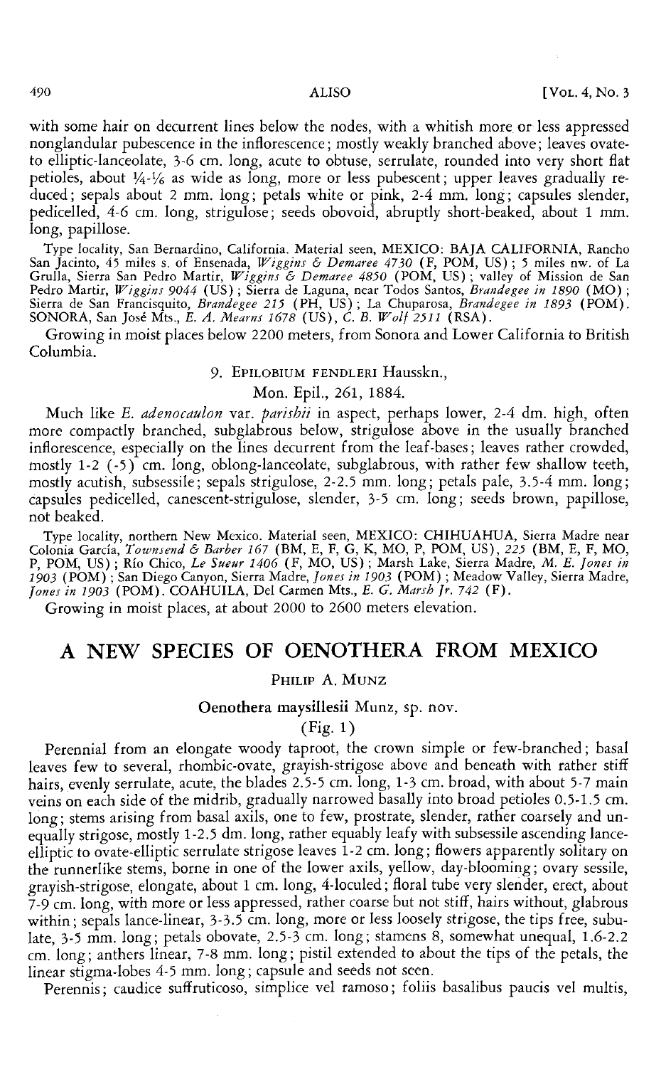with some hair on decurrent lines below the nodes, with a whitish more or less appressed nonglandular pubescence in the inflorescence; mostly weakly branched above; leaves ovate- to elliptic-lanceolate, 3-6 cm. long, acute to obtuse, serrulate, rounded into very short flat petioles, about ¼-⅙ as wide as long, more or less pubescent; upper leaves gradually reduced; sepals about 2 mm. long; petals white or pink, 2-4 mm. long; capsules slender, pedicelled, 4-6 cm. long, strigulose; seeds obovoid, abruptly short-beaked, about 1 mm. long, papillose.

Type locality, San Bernardino, California. Material seen, MEXICO: BAJA CALIFORNIA, Rancho San Jacinto, 45 miles s. of Ensenada, *Wiggins & Demaree 4730* (F, POM, US); 5 miles nw. of La Grulla, Sierra San Pedro Martir, *Wiggins & Demaree 4850* (POM, US); valley of Mission de San Pedro Martir, *Wiggins 9044* (US); Sierra de Laguna, near Todos Santos, *Brandegee in 1890* (MO); Sierra de San Francisquito, *Brandegee 215* (PH, US); La Chuparosa, *Brandegee in 1893* (POM). SONORA, San José Mts., *E. A. Mearns 1678* (US), *C. B. Wolf 2511* (RSA).

Growing in moist places below 2200 meters, from Sonora and Lower California to British Columbia.

9. Epilobium fendleri Hausskn.,
Mon. Epil., 261, 1884.

Much like *E. adenocaulon* var. *parishii* in aspect, perhaps lower, 2-4 dm. high, often more compactly branched, subglabrous below, strigulose above in the usually branched inflorescence, especially on the lines decurrent from the leaf-bases; leaves rather crowded, mostly 1-2 (-5) cm. long, oblong-lanceolate, subglabrous, with rather few shallow teeth, mostly acutish, subsessile; sepals strigulose, 2-2.5 mm. long; petals pale, 3.5-4 mm. long; capsules pedicelled, canescent-strigulose, slender, 3-5 cm. long; seeds brown, papillose, not beaked.

Type locality, northern New Mexico. Material seen, MEXICO: CHIHUAHUA, Sierra Madre near Colonia García, *Townsend & Barber 167* (BM, E, F, G, K, MO, P, POM, US), *225* (BM, E, F, MO, P, POM, US); Río Chico, *Le Sueur 1406* (F, MO, US); Marsh Lake, Sierra Madre, *M. E. Jones in 1903* (POM); San Diego Canyon, Sierra Madre, *Jones in 1903* (POM); Meadow Valley, Sierra Madre, *Jones in 1903* (POM). COAHUILA, Del Carmen Mts., *E. G. Marsh Jr. 742* (F).

Growing in moist places, at about 2000 to 2600 meters elevation.

# A NEW SPECIES OF OENOTHERA FROM MEXICO

Philip A. Munz

## Oenothera maysillesii Munz, sp. nov.

(Fig. 1)

Perennial from an elongate woody taproot, the crown simple or few-branched; basal leaves few to several, rhombic-ovate, grayish-strigose above and beneath with rather stiff hairs, evenly serrulate, acute, the blades 2.5-5 cm. long, 1-3 cm. broad, with about 5-7 main veins on each side of the midrib, gradually narrowed basally into broad petioles 0.5-1.5 cm. long; stems arising from basal axils, one to few, prostrate, slender, rather coarsely and unequally strigose, mostly 1-2.5 dm. long, rather equably leafy with subsessile ascending lance-elliptic to ovate-elliptic serrulate strigose leaves 1-2 cm. long; flowers apparently solitary on the runnerlike stems, borne in one of the lower axils, yellow, day-blooming; ovary sessile, grayish-strigose, elongate, about 1 cm. long, 4-loculed; floral tube very slender, erect, about 7-9 cm. long, with more or less appressed, rather coarse but not stiff, hairs without, glabrous within; sepals lance-linear, 3-3.5 cm. long, more or less loosely strigose, the tips free, subulate, 3-5 mm. long; petals obovate, 2.5-3 cm. long; stamens 8, somewhat unequal, 1.6-2.2 cm. long; anthers linear, 7-8 mm. long; pistil extended to about the tips of the petals, the linear stigma-lobes 4-5 mm. long; capsule and seeds not seen.

Perennis; caudice suffruticoso, simplice vel ramoso; foliis basalibus paucis vel multis,